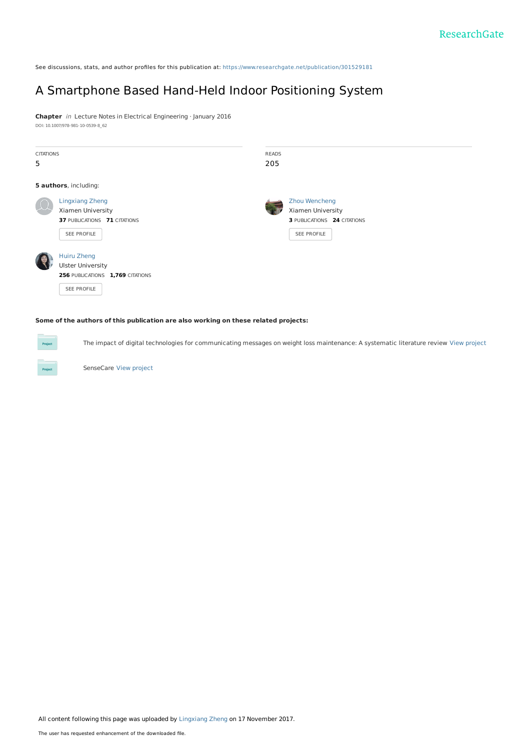See discussions, stats, and author profiles for this publication at: https://www.researchgate.net/publication/301529181

# A Smartphone Based Hand-Held Indoor Positioning System

**Chapter** *in* Lecture Notes in Electrical Engineering · January 2016

DOI: 10.1007/978-981-10-0539-8_62

CITATIONS
5

READS
205

**5 authors**, including:

Lingxiang Zheng
Xiamen University
**37** PUBLICATIONS **71** CITATIONS
SEE PROFILE

Zhou Wencheng
Xiamen University
**3** PUBLICATIONS **24** CITATIONS
SEE PROFILE

Huiru Zheng
Ulster University
**256** PUBLICATIONS **1,769** CITATIONS
SEE PROFILE

**Some of the authors of this publication are also working on these related projects:**

The impact of digital technologies for communicating messages on weight loss maintenance: A systematic literature review View project

SenseCare View project

All content following this page was uploaded by Lingxiang Zheng on 17 November 2017.

The user has requested enhancement of the downloaded file.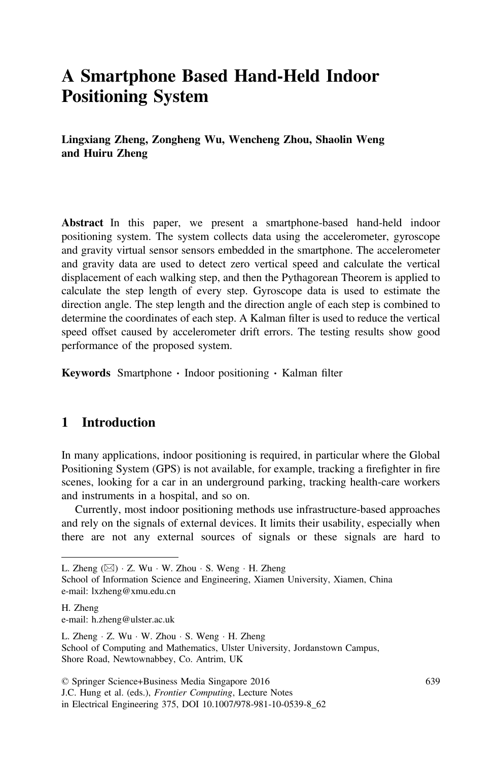# A Smartphone Based Hand-Held Indoor Positioning System

**Lingxiang Zheng, Zongheng Wu, Wencheng Zhou, Shaolin Weng and Huiru Zheng**

**Abstract** In this paper, we present a smartphone-based hand-held indoor positioning system. The system collects data using the accelerometer, gyroscope and gravity virtual sensor sensors embedded in the smartphone. The accelerometer and gravity data are used to detect zero vertical speed and calculate the vertical displacement of each walking step, and then the Pythagorean Theorem is applied to calculate the step length of every step. Gyroscope data is used to estimate the direction angle. The step length and the direction angle of each step is combined to determine the coordinates of each step. A Kalman filter is used to reduce the vertical speed offset caused by accelerometer drift errors. The testing results show good performance of the proposed system.

**Keywords** Smartphone · Indoor positioning · Kalman filter

## 1 Introduction

In many applications, indoor positioning is required, in particular where the Global Positioning System (GPS) is not available, for example, tracking a firefighter in fire scenes, looking for a car in an underground parking, tracking health-care workers and instruments in a hospital, and so on.

Currently, most indoor positioning methods use infrastructure-based approaches and rely on the signals of external devices. It limits their usability, especially when there are not any external sources of signals or these signals are hard to

---

L. Zheng (✉) · Z. Wu · W. Zhou · S. Weng · H. Zheng
School of Information Science and Engineering, Xiamen University, Xiamen, China
e-mail: lxzheng@xmu.edu.cn

H. Zheng
e-mail: h.zheng@ulster.ac.uk

L. Zheng · Z. Wu · W. Zhou · S. Weng · H. Zheng
School of Computing and Mathematics, Ulster University, Jordanstown Campus, Shore Road, Newtownabbey, Co. Antrim, UK

© Springer Science+Business Media Singapore 2016
J.C. Hung et al. (eds.), *Frontier Computing*, Lecture Notes in Electrical Engineering 375, DOI 10.1007/978-981-10-0539-8_62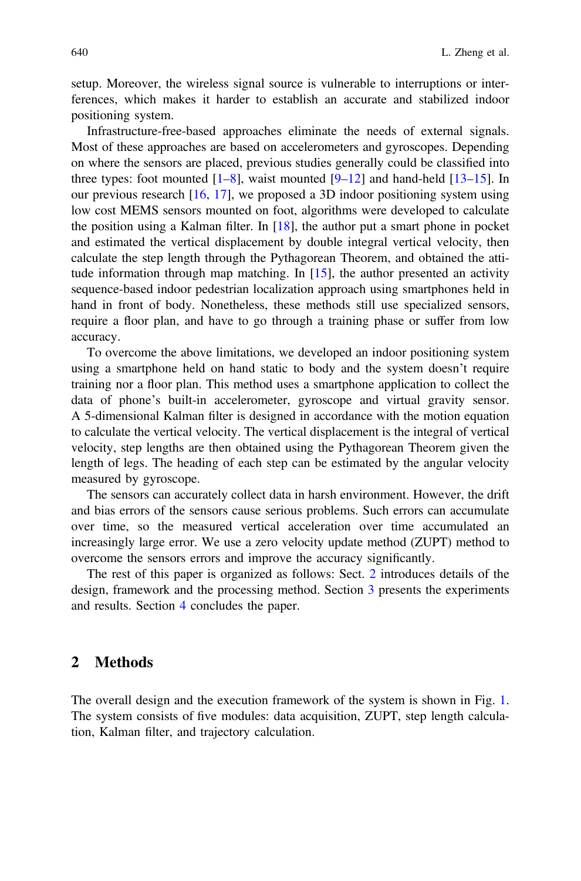setup. Moreover, the wireless signal source is vulnerable to interruptions or interferences, which makes it harder to establish an accurate and stabilized indoor positioning system.

Infrastructure-free-based approaches eliminate the needs of external signals. Most of these approaches are based on accelerometers and gyroscopes. Depending on where the sensors are placed, previous studies generally could be classified into three types: foot mounted [1–8], waist mounted [9–12] and hand-held [13–15]. In our previous research [16, 17], we proposed a 3D indoor positioning system using low cost MEMS sensors mounted on foot, algorithms were developed to calculate the position using a Kalman filter. In [18], the author put a smart phone in pocket and estimated the vertical displacement by double integral vertical velocity, then calculate the step length through the Pythagorean Theorem, and obtained the attitude information through map matching. In [15], the author presented an activity sequence-based indoor pedestrian localization approach using smartphones held in hand in front of body. Nonetheless, these methods still use specialized sensors, require a floor plan, and have to go through a training phase or suffer from low accuracy.

To overcome the above limitations, we developed an indoor positioning system using a smartphone held on hand static to body and the system doesn't require training nor a floor plan. This method uses a smartphone application to collect the data of phone's built-in accelerometer, gyroscope and virtual gravity sensor. A 5-dimensional Kalman filter is designed in accordance with the motion equation to calculate the vertical velocity. The vertical displacement is the integral of vertical velocity, step lengths are then obtained using the Pythagorean Theorem given the length of legs. The heading of each step can be estimated by the angular velocity measured by gyroscope.

The sensors can accurately collect data in harsh environment. However, the drift and bias errors of the sensors cause serious problems. Such errors can accumulate over time, so the measured vertical acceleration over time accumulated an increasingly large error. We use a zero velocity update method (ZUPT) method to overcome the sensors errors and improve the accuracy significantly.

The rest of this paper is organized as follows: Sect. 2 introduces details of the design, framework and the processing method. Section 3 presents the experiments and results. Section 4 concludes the paper.

## 2 Methods

The overall design and the execution framework of the system is shown in Fig. 1. The system consists of five modules: data acquisition, ZUPT, step length calculation, Kalman filter, and trajectory calculation.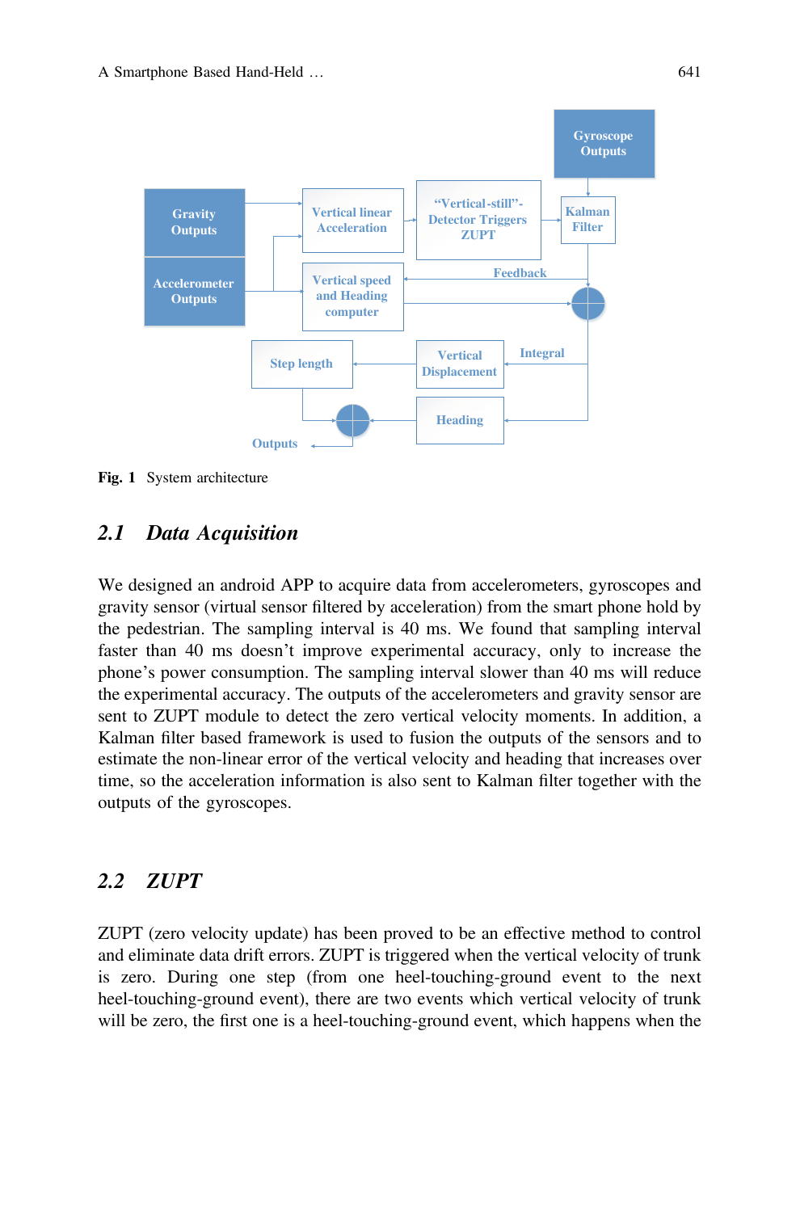Fig. 1 System architecture

## 2.1 Data Acquisition

We designed an android APP to acquire data from accelerometers, gyroscopes and gravity sensor (virtual sensor filtered by acceleration) from the smart phone hold by the pedestrian. The sampling interval is 40 ms. We found that sampling interval faster than 40 ms doesn't improve experimental accuracy, only to increase the phone's power consumption. The sampling interval slower than 40 ms will reduce the experimental accuracy. The outputs of the accelerometers and gravity sensor are sent to ZUPT module to detect the zero vertical velocity moments. In addition, a Kalman filter based framework is used to fusion the outputs of the sensors and to estimate the non-linear error of the vertical velocity and heading that increases over time, so the acceleration information is also sent to Kalman filter together with the outputs of the gyroscopes.

## 2.2 ZUPT

ZUPT (zero velocity update) has been proved to be an effective method to control and eliminate data drift errors. ZUPT is triggered when the vertical velocity of trunk is zero. During one step (from one heel-touching-ground event to the next heel-touching-ground event), there are two events which vertical velocity of trunk will be zero, the first one is a heel-touching-ground event, which happens when the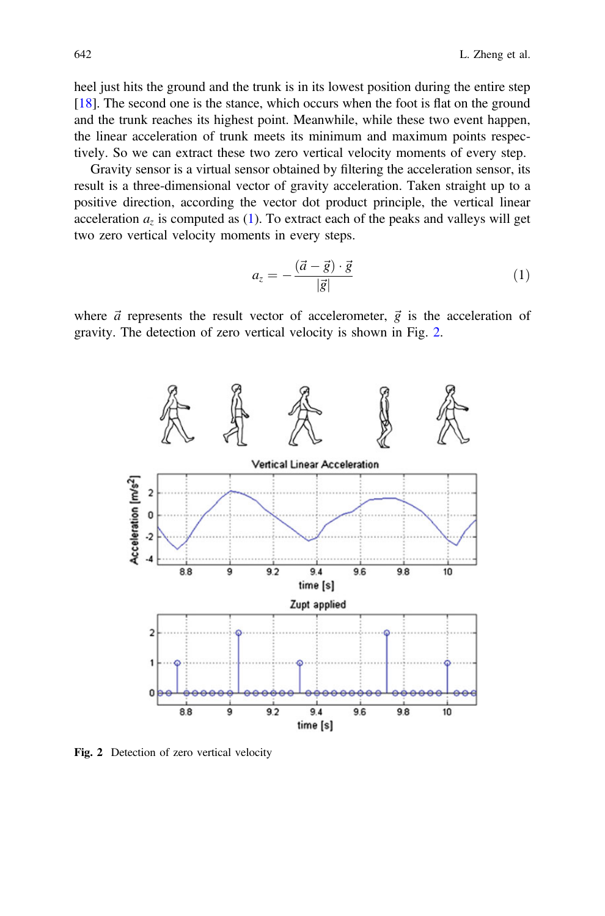heel just hits the ground and the trunk is in its lowest position during the entire step [18]. The second one is the stance, which occurs when the foot is flat on the ground and the trunk reaches its highest point. Meanwhile, while these two event happen, the linear acceleration of trunk meets its minimum and maximum points respectively. So we can extract these two zero vertical velocity moments of every step.

Gravity sensor is a virtual sensor obtained by filtering the acceleration sensor, its result is a three-dimensional vector of gravity acceleration. Taken straight up to a positive direction, according the vector dot product principle, the vertical linear acceleration $a_z$ is computed as (1). To extract each of the peaks and valleys will get two zero vertical velocity moments in every steps.

$$a_z = -\frac{(\vec{a} - \vec{g}) \cdot \vec{g}}{|\vec{g}|} \tag{1}$$

where $\vec{a}$ represents the result vector of accelerometer, $\vec{g}$ is the acceleration of gravity. The detection of zero vertical velocity is shown in Fig. 2.

**Fig. 2** Detection of zero vertical velocity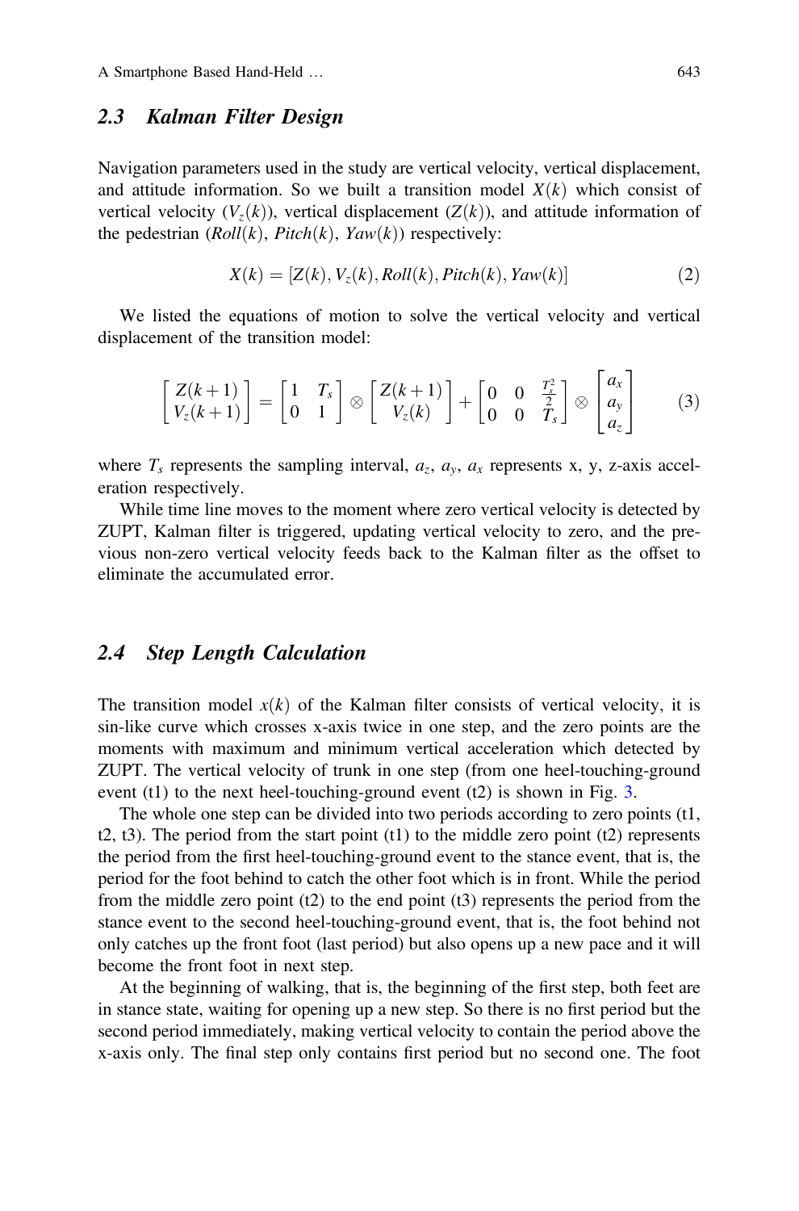## 2.3 Kalman Filter Design

Navigation parameters used in the study are vertical velocity, vertical displacement, and attitude information. So we built a transition model $X(k)$ which consist of vertical velocity ($V_z(k)$), vertical displacement ($Z(k)$), and attitude information of the pedestrian ($Roll(k)$, $Pitch(k)$, $Yaw(k)$) respectively:

$$X(k) = [Z(k), V_z(k), Roll(k), Pitch(k), Yaw(k)] \tag{2}$$

We listed the equations of motion to solve the vertical velocity and vertical displacement of the transition model:

$$\begin{bmatrix} Z(k+1) \\ V_z(k+1) \end{bmatrix} = \begin{bmatrix} 1 & T_s \\ 0 & 1 \end{bmatrix} \otimes \begin{bmatrix} Z(k+1) \\ V_z(k) \end{bmatrix} + \begin{bmatrix} 0 & 0 & \frac{T_s^2}{2} \\ 0 & 0 & T_s \end{bmatrix} \otimes \begin{bmatrix} a_x \\ a_y \\ a_z \end{bmatrix} \tag{3}$$

where $T_s$ represents the sampling interval, $a_z$, $a_y$, $a_x$ represents x, y, z-axis acceleration respectively.

While time line moves to the moment where zero vertical velocity is detected by ZUPT, Kalman filter is triggered, updating vertical velocity to zero, and the previous non-zero vertical velocity feeds back to the Kalman filter as the offset to eliminate the accumulated error.

## 2.4 Step Length Calculation

The transition model $x(k)$ of the Kalman filter consists of vertical velocity, it is sin-like curve which crosses x-axis twice in one step, and the zero points are the moments with maximum and minimum vertical acceleration which detected by ZUPT. The vertical velocity of trunk in one step (from one heel-touching-ground event (t1) to the next heel-touching-ground event (t2) is shown in Fig. 3.

The whole one step can be divided into two periods according to zero points (t1, t2, t3). The period from the start point (t1) to the middle zero point (t2) represents the period from the first heel-touching-ground event to the stance event, that is, the period for the foot behind to catch the other foot which is in front. While the period from the middle zero point (t2) to the end point (t3) represents the period from the stance event to the second heel-touching-ground event, that is, the foot behind not only catches up the front foot (last period) but also opens up a new pace and it will become the front foot in next step.

At the beginning of walking, that is, the beginning of the first step, both feet are in stance state, waiting for opening up a new step. So there is no first period but the second period immediately, making vertical velocity to contain the period above the x-axis only. The final step only contains first period but no second one. The foot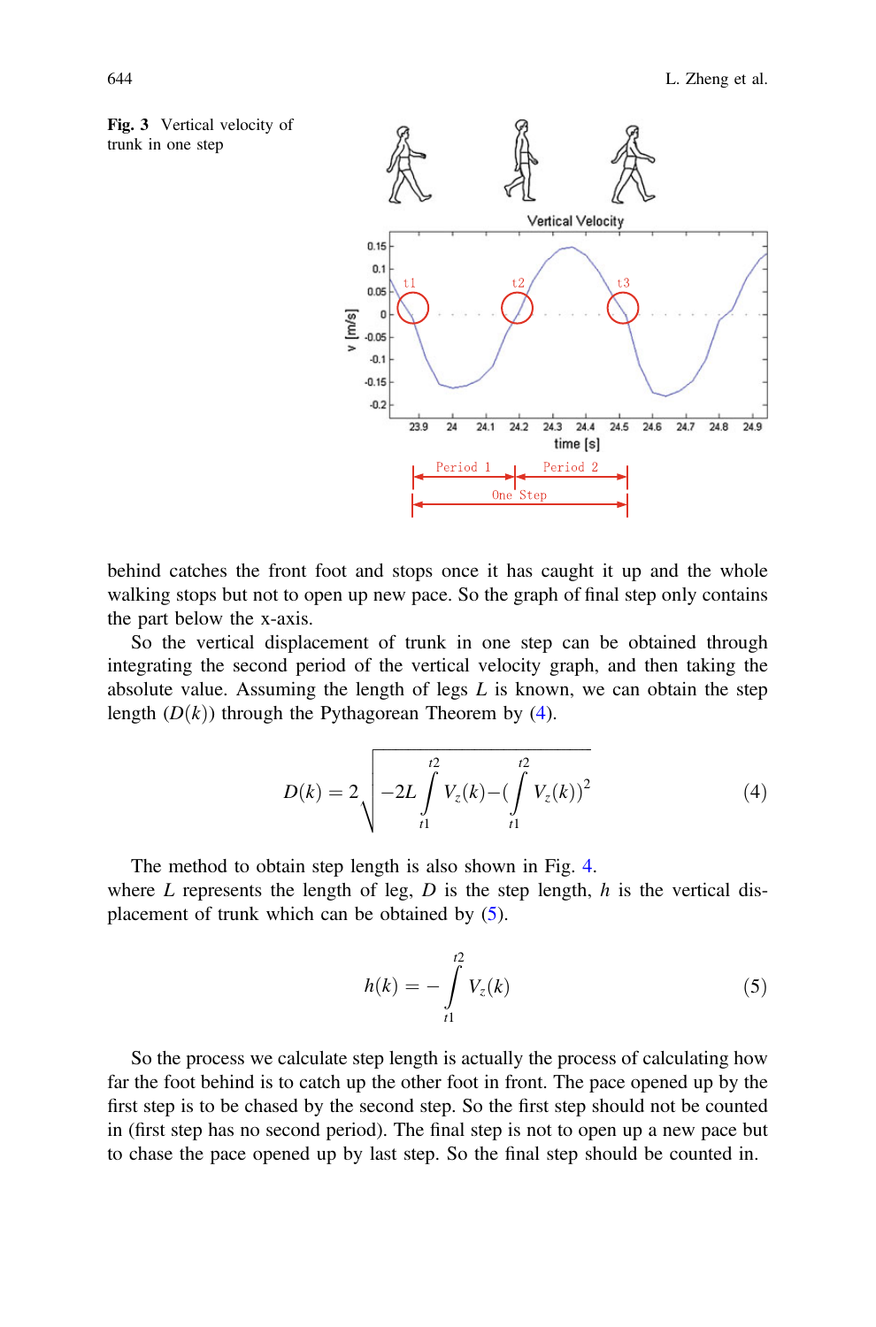**Fig. 3** Vertical velocity of trunk in one step

behind catches the front foot and stops once it has caught it up and the whole walking stops but not to open up new pace. So the graph of final step only contains the part below the x-axis.

So the vertical displacement of trunk in one step can be obtained through integrating the second period of the vertical velocity graph, and then taking the absolute value. Assuming the length of legs $L$ is known, we can obtain the step length ($D(k)$) through the Pythagorean Theorem by (4).

$$D(k) = 2\sqrt{-2L\int_{t1}^{t2} V_z(k) - \left(\int_{t1}^{t2} V_z(k)\right)^2} \tag{4}$$

The method to obtain step length is also shown in Fig. 4.
where $L$ represents the length of leg, $D$ is the step length, $h$ is the vertical displacement of trunk which can be obtained by (5).

$$h(k) = -\int_{t1}^{t2} V_z(k) \tag{5}$$

So the process we calculate step length is actually the process of calculating how far the foot behind is to catch up the other foot in front. The pace opened up by the first step is to be chased by the second step. So the first step should not be counted in (first step has no second period). The final step is not to open up a new pace but to chase the pace opened up by last step. So the final step should be counted in.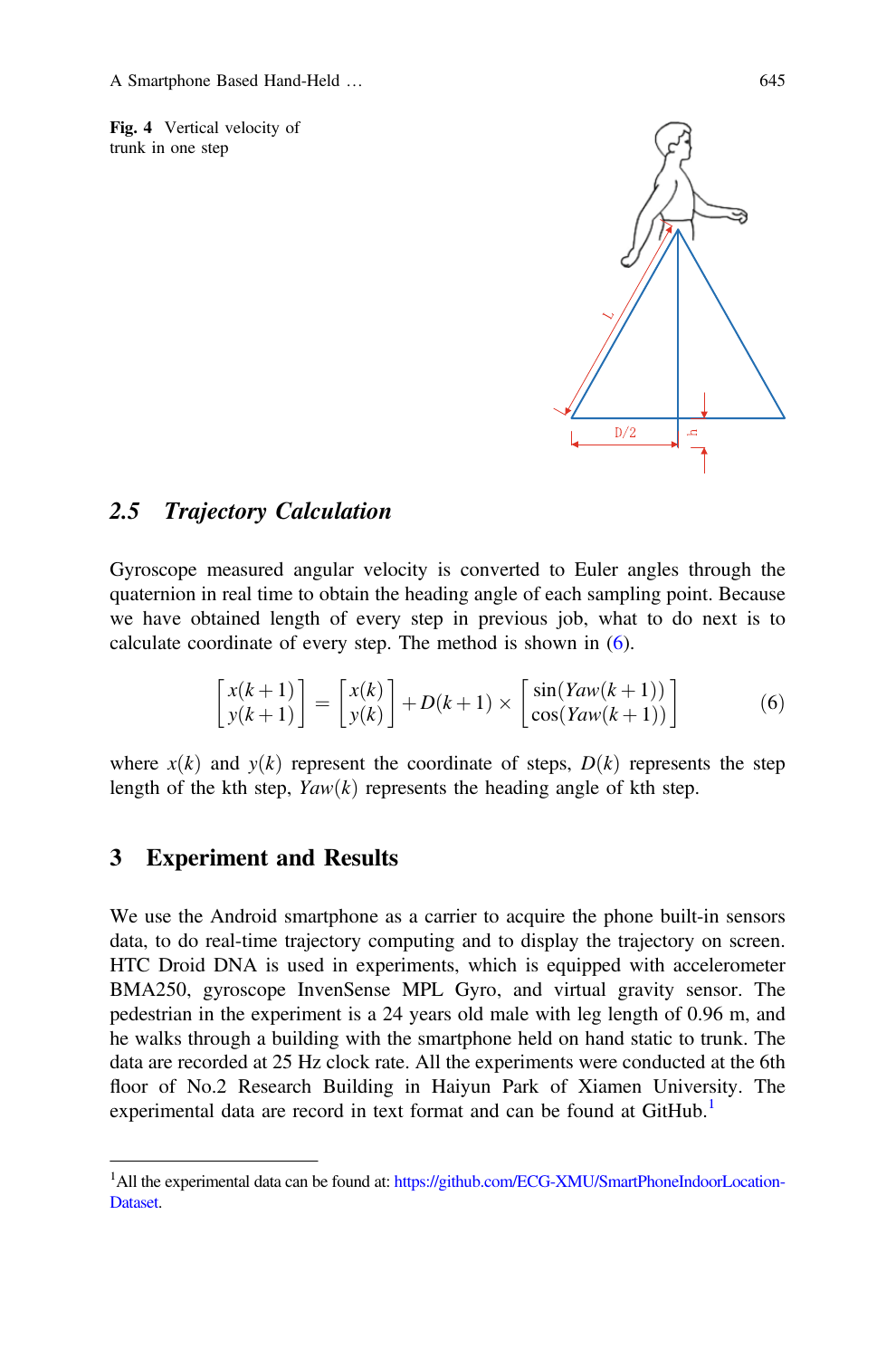Fig. 4 Vertical velocity of trunk in one step

### 2.5 Trajectory Calculation

Gyroscope measured angular velocity is converted to Euler angles through the quaternion in real time to obtain the heading angle of each sampling point. Because we have obtained length of every step in previous job, what to do next is to calculate coordinate of every step. The method is shown in (6).

$$\begin{bmatrix} x(k+1) \\ y(k+1) \end{bmatrix} = \begin{bmatrix} x(k) \\ y(k) \end{bmatrix} + D(k+1) \times \begin{bmatrix} \sin(Yaw(k+1)) \\ \cos(Yaw(k+1)) \end{bmatrix} \tag{6}$$

where $x(k)$ and $y(k)$ represent the coordinate of steps, $D(k)$ represents the step length of the kth step, $Yaw(k)$ represents the heading angle of kth step.

## 3 Experiment and Results

We use the Android smartphone as a carrier to acquire the phone built-in sensors data, to do real-time trajectory computing and to display the trajectory on screen. HTC Droid DNA is used in experiments, which is equipped with accelerometer BMA250, gyroscope InvenSense MPL Gyro, and virtual gravity sensor. The pedestrian in the experiment is a 24 years old male with leg length of 0.96 m, and he walks through a building with the smartphone held on hand static to trunk. The data are recorded at 25 Hz clock rate. All the experiments were conducted at the 6th floor of No.2 Research Building in Haiyun Park of Xiamen University. The experimental data are record in text format and can be found at GitHub.[1]

[1]All the experimental data can be found at: https://github.com/ECG-XMU/SmartPhoneIndoorLocation-Dataset.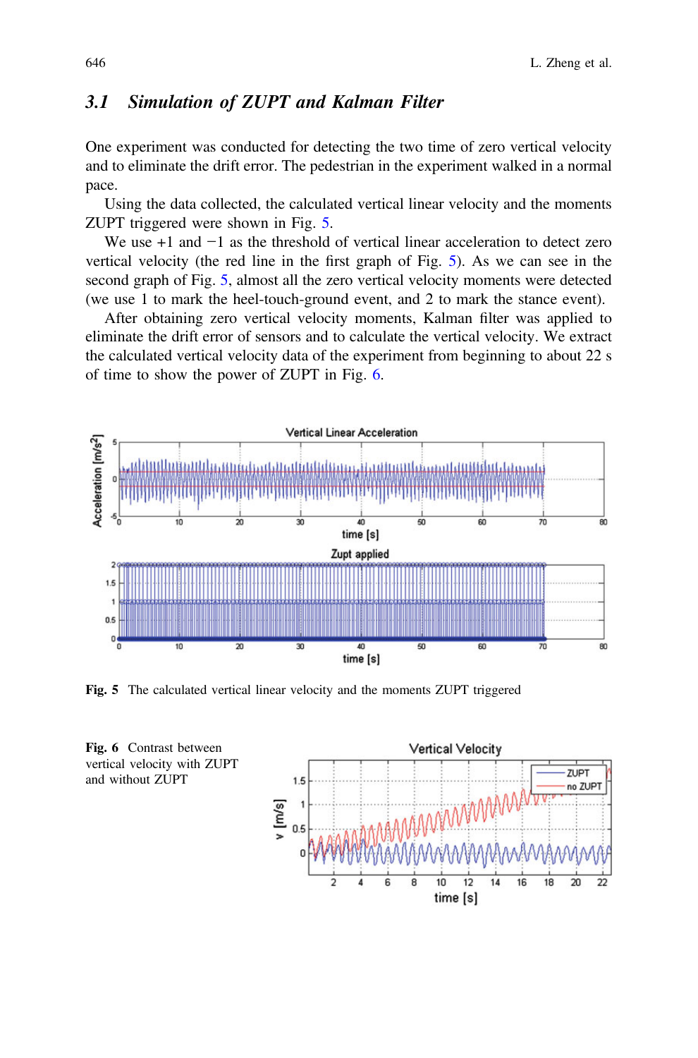### 3.1 Simulation of ZUPT and Kalman Filter

One experiment was conducted for detecting the two time of zero vertical velocity and to eliminate the drift error. The pedestrian in the experiment walked in a normal pace.

Using the data collected, the calculated vertical linear velocity and the moments ZUPT triggered were shown in Fig. 5.

We use +1 and −1 as the threshold of vertical linear acceleration to detect zero vertical velocity (the red line in the first graph of Fig. 5). As we can see in the second graph of Fig. 5, almost all the zero vertical velocity moments were detected (we use 1 to mark the heel-touch-ground event, and 2 to mark the stance event).

After obtaining zero vertical velocity moments, Kalman filter was applied to eliminate the drift error of sensors and to calculate the vertical velocity. We extract the calculated vertical velocity data of the experiment from beginning to about 22 s of time to show the power of ZUPT in Fig. 6.

**Fig. 5** The calculated vertical linear velocity and the moments ZUPT triggered

**Fig. 6** Contrast between vertical velocity with ZUPT and without ZUPT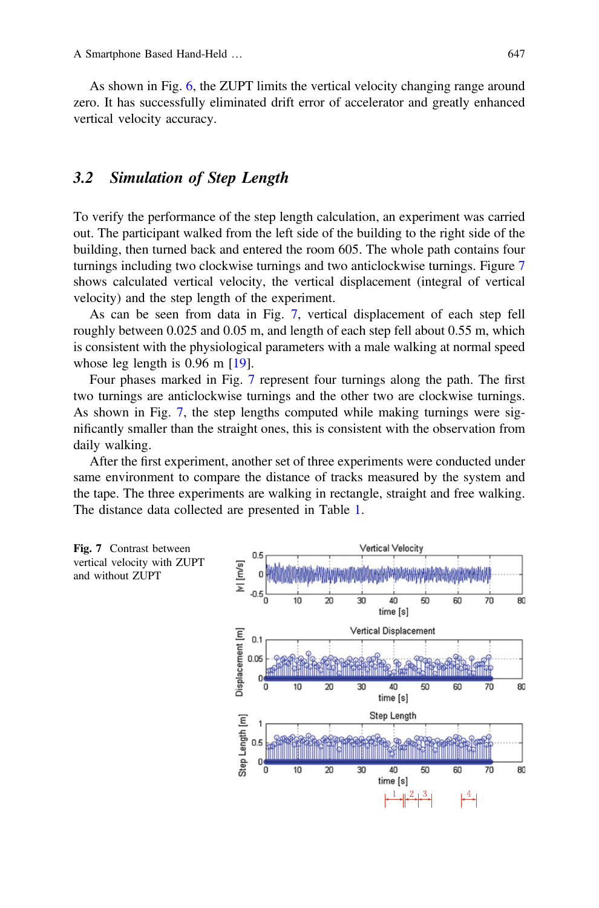As shown in Fig. 6, the ZUPT limits the vertical velocity changing range around zero. It has successfully eliminated drift error of accelerator and greatly enhanced vertical velocity accuracy.

## 3.2 *Simulation of Step Length*

To verify the performance of the step length calculation, an experiment was carried out. The participant walked from the left side of the building to the right side of the building, then turned back and entered the room 605. The whole path contains four turnings including two clockwise turnings and two anticlockwise turnings. Figure 7 shows calculated vertical velocity, the vertical displacement (integral of vertical velocity) and the step length of the experiment.

As can be seen from data in Fig. 7, vertical displacement of each step fell roughly between 0.025 and 0.05 m, and length of each step fell about 0.55 m, which is consistent with the physiological parameters with a male walking at normal speed whose leg length is 0.96 m [19].

Four phases marked in Fig. 7 represent four turnings along the path. The first two turnings are anticlockwise turnings and the other two are clockwise turnings. As shown in Fig. 7, the step lengths computed while making turnings were significantly smaller than the straight ones, this is consistent with the observation from daily walking.

After the first experiment, another set of three experiments were conducted under same environment to compare the distance of tracks measured by the system and the tape. The three experiments are walking in rectangle, straight and free walking. The distance data collected are presented in Table 1.

**Fig. 7** Contrast between vertical velocity with ZUPT and without ZUPT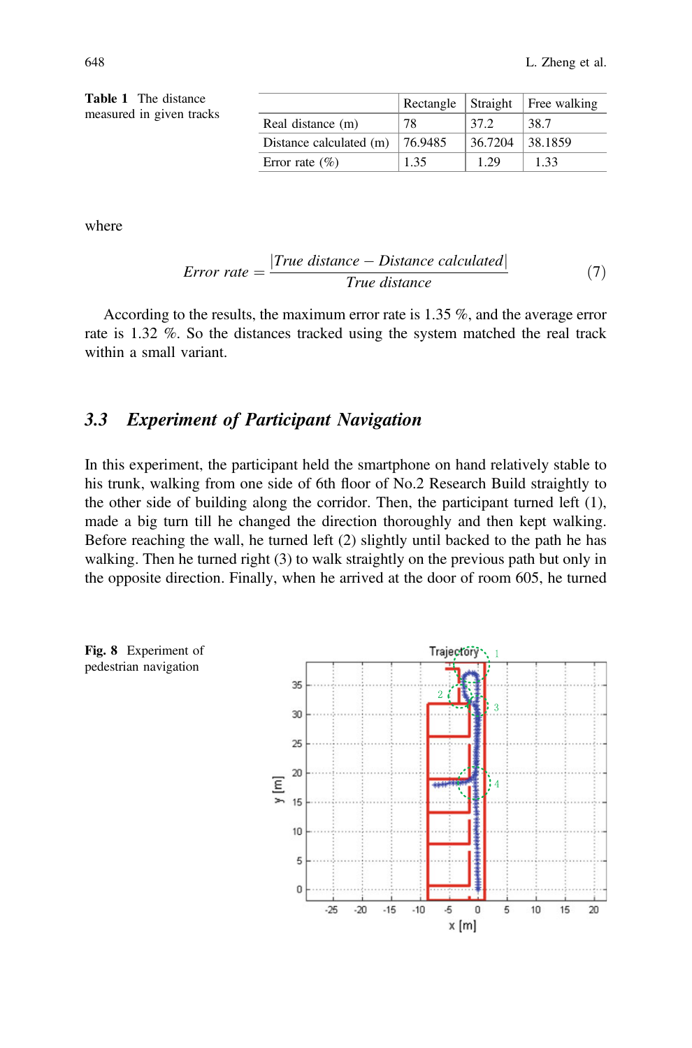**Table 1** The distance measured in given tracks

| | Rectangle | Straight | Free walking |
|---|---|---|---|
| Real distance (m) | 78 | 37.2 | 38.7 |
| Distance calculated (m) | 76.9485 | 36.7204 | 38.1859 |
| Error rate (%) | 1.35 | 1.29 | 1.33 |

where

$$Error\ rate = \frac{|True\ distance - Distance\ calculated|}{True\ distance} \tag{7}$$

According to the results, the maximum error rate is 1.35 %, and the average error rate is 1.32 %. So the distances tracked using the system matched the real track within a small variant.

### 3.3 *Experiment of Participant Navigation*

In this experiment, the participant held the smartphone on hand relatively stable to his trunk, walking from one side of 6th floor of No.2 Research Build straightly to the other side of building along the corridor. Then, the participant turned left (1), made a big turn till he changed the direction thoroughly and then kept walking. Before reaching the wall, he turned left (2) slightly until backed to the path he has walking. Then he turned right (3) to walk straightly on the previous path but only in the opposite direction. Finally, when he arrived at the door of room 605, he turned

**Fig. 8** Experiment of pedestrian navigation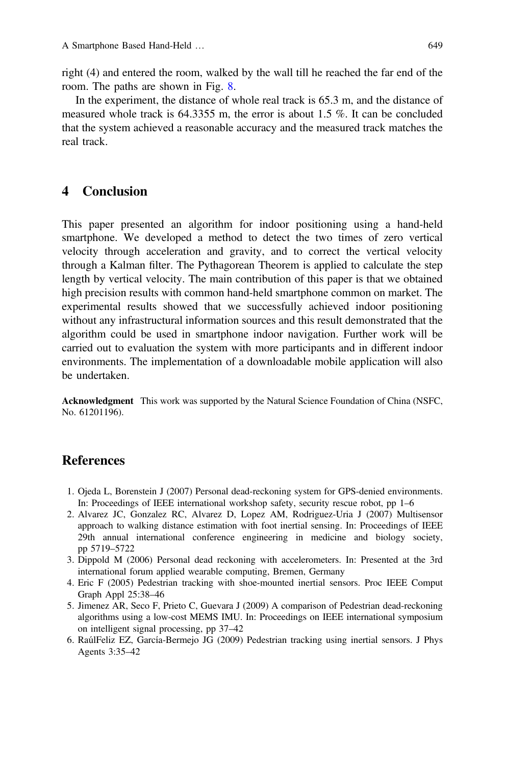right (4) and entered the room, walked by the wall till he reached the far end of the room. The paths are shown in Fig. 8.

In the experiment, the distance of whole real track is 65.3 m, and the distance of measured whole track is 64.3355 m, the error is about 1.5 %. It can be concluded that the system achieved a reasonable accuracy and the measured track matches the real track.

## 4 Conclusion

This paper presented an algorithm for indoor positioning using a hand-held smartphone. We developed a method to detect the two times of zero vertical velocity through acceleration and gravity, and to correct the vertical velocity through a Kalman filter. The Pythagorean Theorem is applied to calculate the step length by vertical velocity. The main contribution of this paper is that we obtained high precision results with common hand-held smartphone common on market. The experimental results showed that we successfully achieved indoor positioning without any infrastructural information sources and this result demonstrated that the algorithm could be used in smartphone indoor navigation. Further work will be carried out to evaluation the system with more participants and in different indoor environments. The implementation of a downloadable mobile application will also be undertaken.

**Acknowledgment** This work was supported by the Natural Science Foundation of China (NSFC, No. 61201196).

## References

1. Ojeda L, Borenstein J (2007) Personal dead-reckoning system for GPS-denied environments. In: Proceedings of IEEE international workshop safety, security rescue robot, pp 1–6
2. Alvarez JC, Gonzalez RC, Alvarez D, Lopez AM, Rodriguez-Uria J (2007) Multisensor approach to walking distance estimation with foot inertial sensing. In: Proceedings of IEEE 29th annual international conference engineering in medicine and biology society, pp 5719–5722
3. Dippold M (2006) Personal dead reckoning with accelerometers. In: Presented at the 3rd international forum applied wearable computing, Bremen, Germany
4. Eric F (2005) Pedestrian tracking with shoe-mounted inertial sensors. Proc IEEE Comput Graph Appl 25:38–46
5. Jimenez AR, Seco F, Prieto C, Guevara J (2009) A comparison of Pedestrian dead-reckoning algorithms using a low-cost MEMS IMU. In: Proceedings on IEEE international symposium on intelligent signal processing, pp 37–42
6. RaúlFeliz EZ, García-Bermejo JG (2009) Pedestrian tracking using inertial sensors. J Phys Agents 3:35–42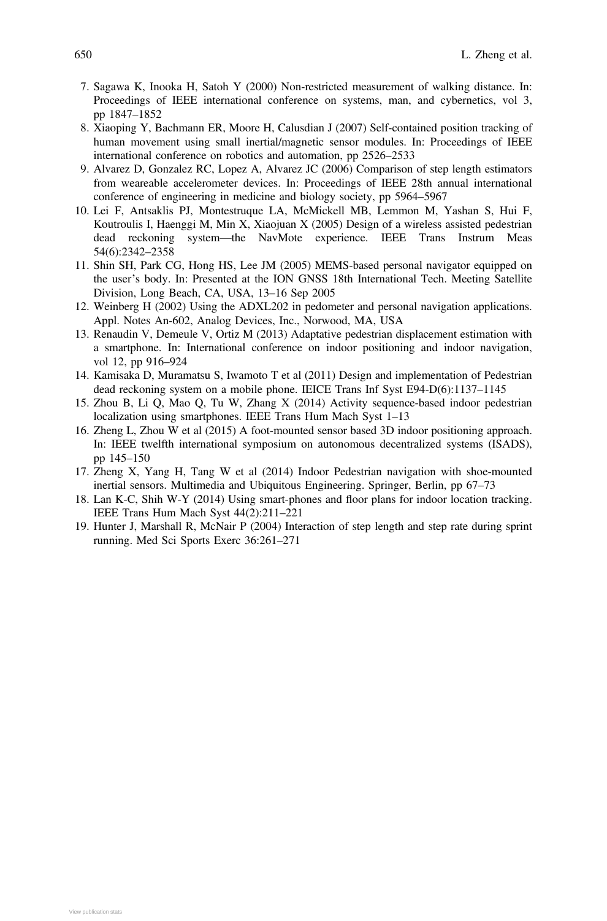7. Sagawa K, Inooka H, Satoh Y (2000) Non-restricted measurement of walking distance. In: Proceedings of IEEE international conference on systems, man, and cybernetics, vol 3, pp 1847–1852
8. Xiaoping Y, Bachmann ER, Moore H, Calusdian J (2007) Self-contained position tracking of human movement using small inertial/magnetic sensor modules. In: Proceedings of IEEE international conference on robotics and automation, pp 2526–2533
9. Alvarez D, Gonzalez RC, Lopez A, Alvarez JC (2006) Comparison of step length estimators from weareable accelerometer devices. In: Proceedings of IEEE 28th annual international conference of engineering in medicine and biology society, pp 5964–5967
10. Lei F, Antsaklis PJ, Montestruque LA, McMickell MB, Lemmon M, Yashan S, Hui F, Koutroulis I, Haenggi M, Min X, Xiaojuan X (2005) Design of a wireless assisted pedestrian dead reckoning system—the NavMote experience. IEEE Trans Instrum Meas 54(6):2342–2358
11. Shin SH, Park CG, Hong HS, Lee JM (2005) MEMS-based personal navigator equipped on the user's body. In: Presented at the ION GNSS 18th International Tech. Meeting Satellite Division, Long Beach, CA, USA, 13–16 Sep 2005
12. Weinberg H (2002) Using the ADXL202 in pedometer and personal navigation applications. Appl. Notes An-602, Analog Devices, Inc., Norwood, MA, USA
13. Renaudin V, Demeule V, Ortiz M (2013) Adaptative pedestrian displacement estimation with a smartphone. In: International conference on indoor positioning and indoor navigation, vol 12, pp 916–924
14. Kamisaka D, Muramatsu S, Iwamoto T et al (2011) Design and implementation of Pedestrian dead reckoning system on a mobile phone. IEICE Trans Inf Syst E94-D(6):1137–1145
15. Zhou B, Li Q, Mao Q, Tu W, Zhang X (2014) Activity sequence-based indoor pedestrian localization using smartphones. IEEE Trans Hum Mach Syst 1–13
16. Zheng L, Zhou W et al (2015) A foot-mounted sensor based 3D indoor positioning approach. In: IEEE twelfth international symposium on autonomous decentralized systems (ISADS), pp 145–150
17. Zheng X, Yang H, Tang W et al (2014) Indoor Pedestrian navigation with shoe-mounted inertial sensors. Multimedia and Ubiquitous Engineering. Springer, Berlin, pp 67–73
18. Lan K-C, Shih W-Y (2014) Using smart-phones and floor plans for indoor location tracking. IEEE Trans Hum Mach Syst 44(2):211–221
19. Hunter J, Marshall R, McNair P (2004) Interaction of step length and step rate during sprint running. Med Sci Sports Exerc 36:261–271